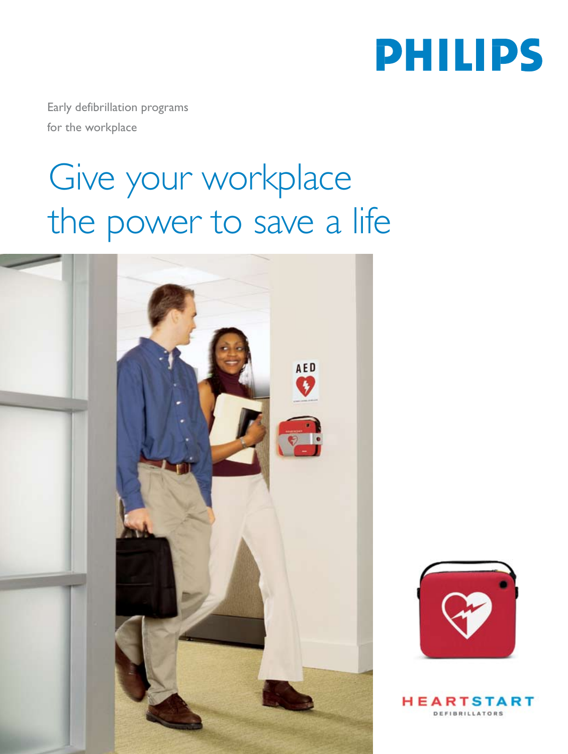PHILIPS

Early defibrillation programs
for the workplace

# Give your workplace the power to save a life

HEARTSTART
DEFIBRILLATORS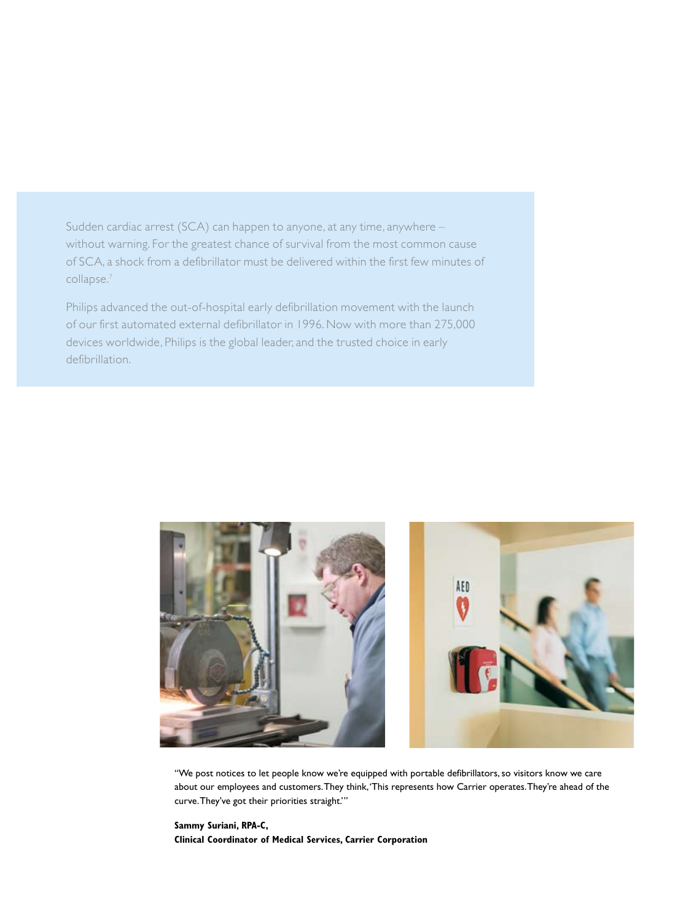Sudden cardiac arrest (SCA) can happen to anyone, at any time, anywhere – without warning. For the greatest chance of survival from the most common cause of SCA, a shock from a defibrillator must be delivered within the first few minutes of collapse.[7]

Philips advanced the out-of-hospital early defibrillation movement with the launch of our first automated external defibrillator in 1996. Now with more than 275,000 devices worldwide, Philips is the global leader, and the trusted choice in early defibrillation.

"We post notices to let people know we're equipped with portable defibrillators, so visitors know we care about our employees and customers. They think, 'This represents how Carrier operates. They're ahead of the curve. They've got their priorities straight.'"

**Sammy Suriani, RPA-C,**
**Clinical Coordinator of Medical Services, Carrier Corporation**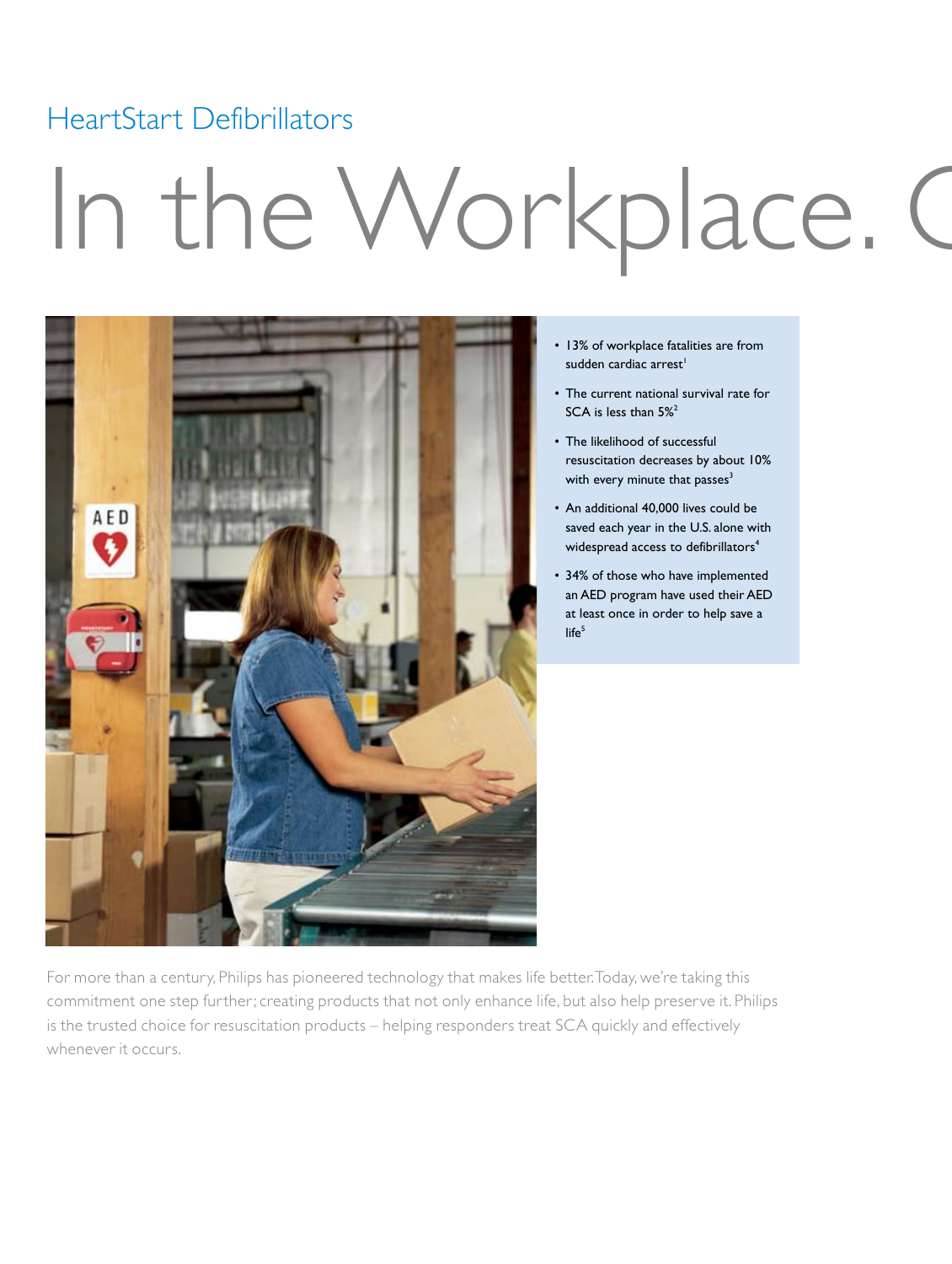## HeartStart Defibrillators

# In the Workplace. C

- 13% of workplace fatalities are from sudden cardiac arrest[1]
- The current national survival rate for SCA is less than 5%[2]
- The likelihood of successful resuscitation decreases by about 10% with every minute that passes[3]
- An additional 40,000 lives could be saved each year in the U.S. alone with widespread access to defibrillators[4]
- 34% of those who have implemented an AED program have used their AED at least once in order to help save a life[5]

For more than a century, Philips has pioneered technology that makes life better. Today, we're taking this commitment one step further; creating products that not only enhance life, but also help preserve it. Philips is the trusted choice for resuscitation products – helping responders treat SCA quickly and effectively whenever it occurs.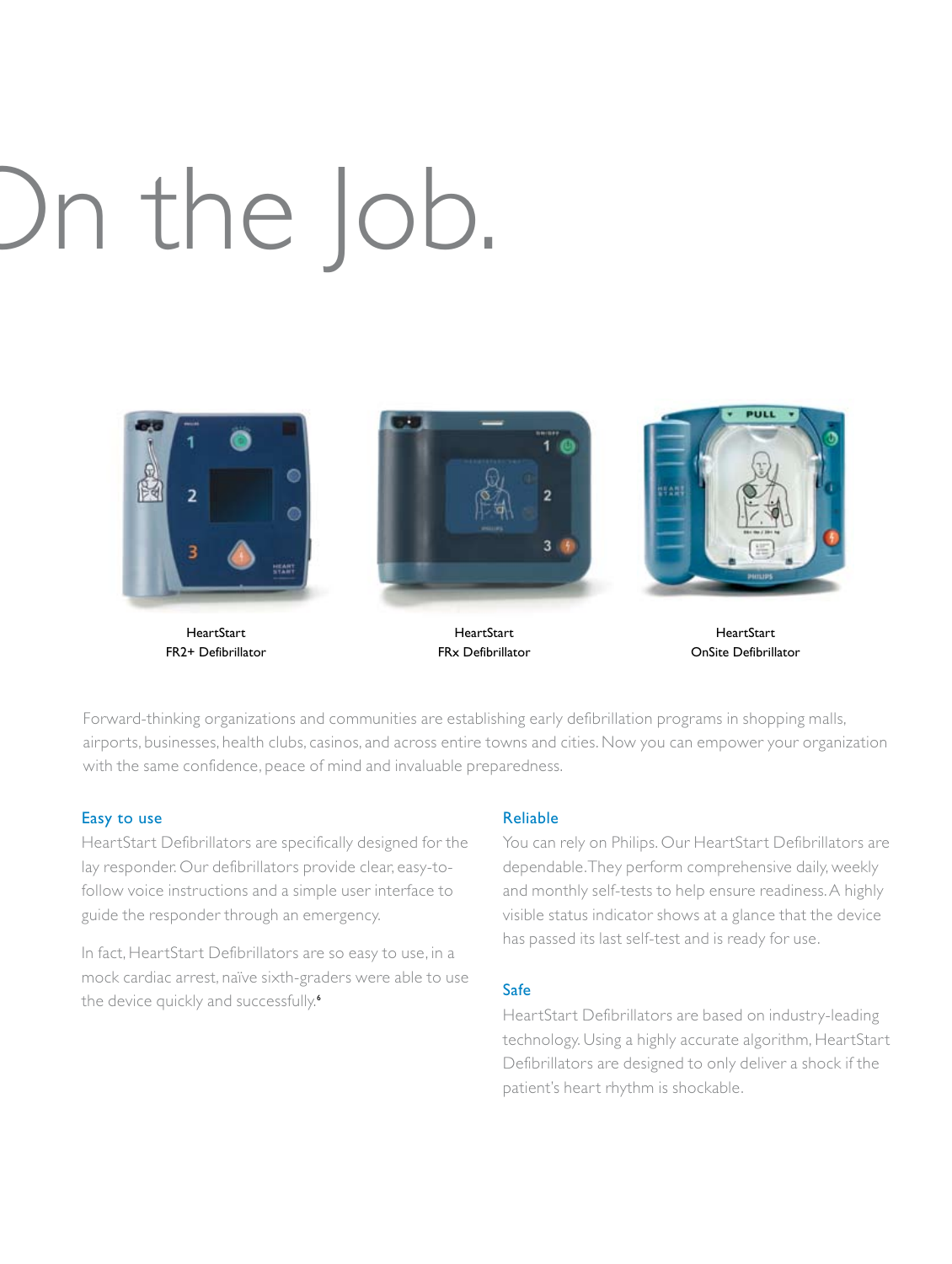# On the Job.

HeartStart
FR2+ Defibrillator

HeartStart
FRx Defibrillator

HeartStart
OnSite Defibrillator

Forward-thinking organizations and communities are establishing early defibrillation programs in shopping malls, airports, businesses, health clubs, casinos, and across entire towns and cities. Now you can empower your organization with the same confidence, peace of mind and invaluable preparedness.

### Easy to use

HeartStart Defibrillators are specifically designed for the lay responder. Our defibrillators provide clear, easy-to-follow voice instructions and a simple user interface to guide the responder through an emergency.

In fact, HeartStart Defibrillators are so easy to use, in a mock cardiac arrest, naïve sixth-graders were able to use the device quickly and successfully.[6]

### Reliable

You can rely on Philips. Our HeartStart Defibrillators are dependable. They perform comprehensive daily, weekly and monthly self-tests to help ensure readiness. A highly visible status indicator shows at a glance that the device has passed its last self-test and is ready for use.

### Safe

HeartStart Defibrillators are based on industry-leading technology. Using a highly accurate algorithm, HeartStart Defibrillators are designed to only deliver a shock if the patient's heart rhythm is shockable.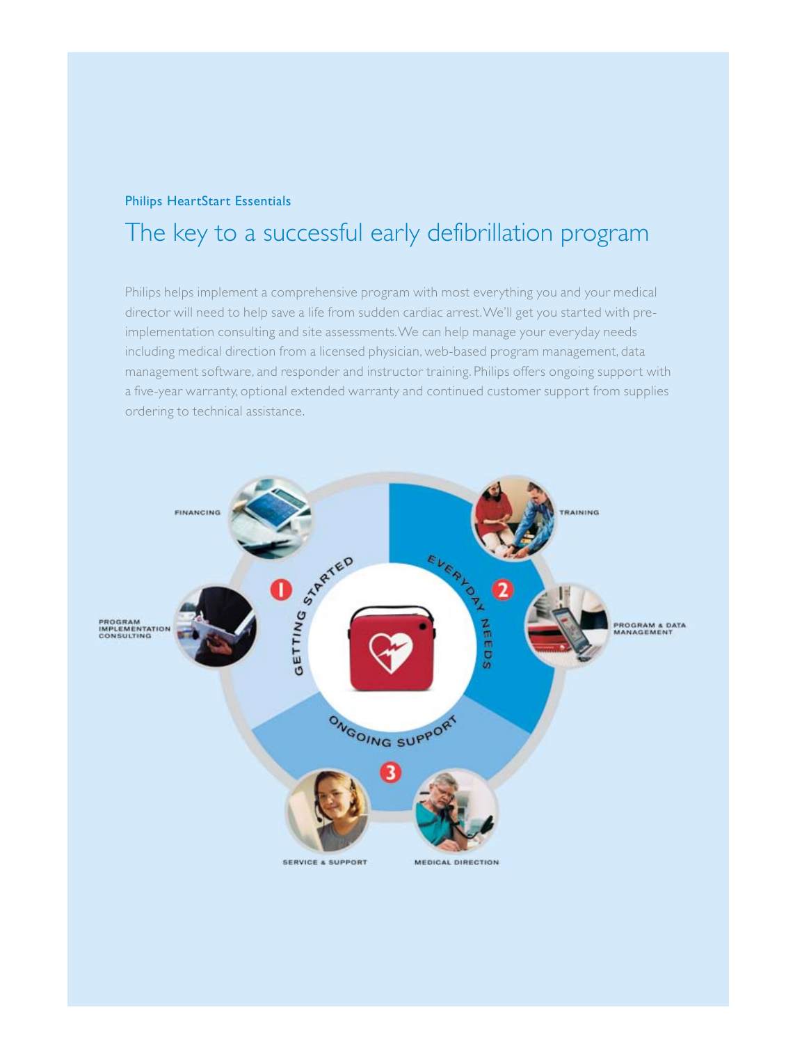Philips HeartStart Essentials

# The key to a successful early defibrillation program

Philips helps implement a comprehensive program with most everything you and your medical director will need to help save a life from sudden cardiac arrest. We'll get you started with pre-implementation consulting and site assessments. We can help manage your everyday needs including medical direction from a licensed physician, web-based program management, data management software, and responder and instructor training. Philips offers ongoing support with a five-year warranty, optional extended warranty and continued customer support from supplies ordering to technical assistance.

1 GETTING STARTED
- FINANCING
- PROGRAM IMPLEMENTATION CONSULTING

2 EVERYDAY NEEDS
- TRAINING
- PROGRAM & DATA MANAGEMENT

3 ONGOING SUPPORT
- SERVICE & SUPPORT
- MEDICAL DIRECTION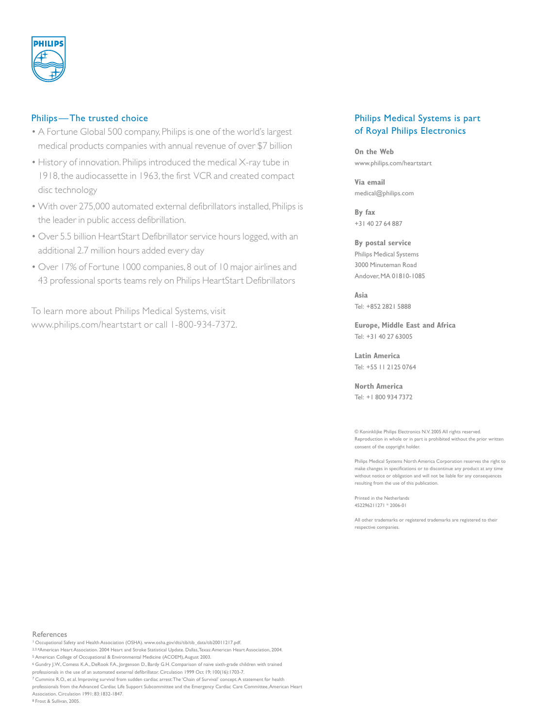## Philips — The trusted choice

- A Fortune Global 500 company, Philips is one of the world's largest medical products companies with annual revenue of over $7 billion
- History of innovation. Philips introduced the medical X-ray tube in 1918, the audiocassette in 1963, the first VCR and created compact disc technology
- With over 275,000 automated external defibrillators installed, Philips is the leader in public access defibrillation.
- Over 5.5 billion HeartStart Defibrillator service hours logged, with an additional 2.7 million hours added every day
- Over 17% of Fortune 1000 companies, 8 out of 10 major airlines and 43 professional sports teams rely on Philips HeartStart Defibrillators

To learn more about Philips Medical Systems, visit www.philips.com/heartstart or call 1-800-934-7372.

## Philips Medical Systems is part of Royal Philips Electronics

**On the Web**
www.philips.com/heartstart

**Via email**
medical@philips.com

**By fax**
+31 40 27 64 887

**By postal service**
Philips Medical Systems
3000 Minuteman Road
Andover, MA 01810-1085

**Asia**
Tel: +852 2821 5888

**Europe, Middle East and Africa**
Tel: +31 40 27 63005

**Latin America**
Tel: +55 11 2125 0764

**North America**
Tel: +1 800 934 7372

© Koninklijke Philips Electronics N.V. 2005 All rights reserved. Reproduction in whole or in part is prohibited without the prior written consent of the copyright holder.

Philips Medical Systems North America Corporation reserves the right to make changes in specifications or to discontinue any product at any time without notice or obligation and will not be liable for any consequences resulting from the use of this publication.

Printed in the Netherlands
452296211271 * 2006-01

All other trademarks or registered trademarks are registered to their respective companies.

### References

[1] Occupational Safety and Health Association (OSHA). www.osha.gov/dts/tib/tib_data/tib20011217.pdf.
[2,3,4] American Heart Association. 2004 Heart and Stroke Statistical Update. Dallas, Texas: American Heart Association, 2004.
[5] American College of Occupational & Environmental Medicine (ACOEM), August 2003.
[6] Gundry J.W., Comess K.A., DeRook F.A., Jorgenson D., Bardy G.H. Comparison of naive sixth-grade children with trained professionals in the use of an automated external defibrillator. Circulation 1999 Oct 19; 100(16):1703-7.
[7] Cummins R.O., et al. Improving survival from sudden cardiac arrest: The 'Chain of Survival' concept. A statement for health professionals from the Advanced Cardiac Life Support Subcommittee and the Emergency Cardiac Care Committee, American Heart Association. Circulation 1991; 83:1832-1847.
[8] Frost & Sullivan, 2005.